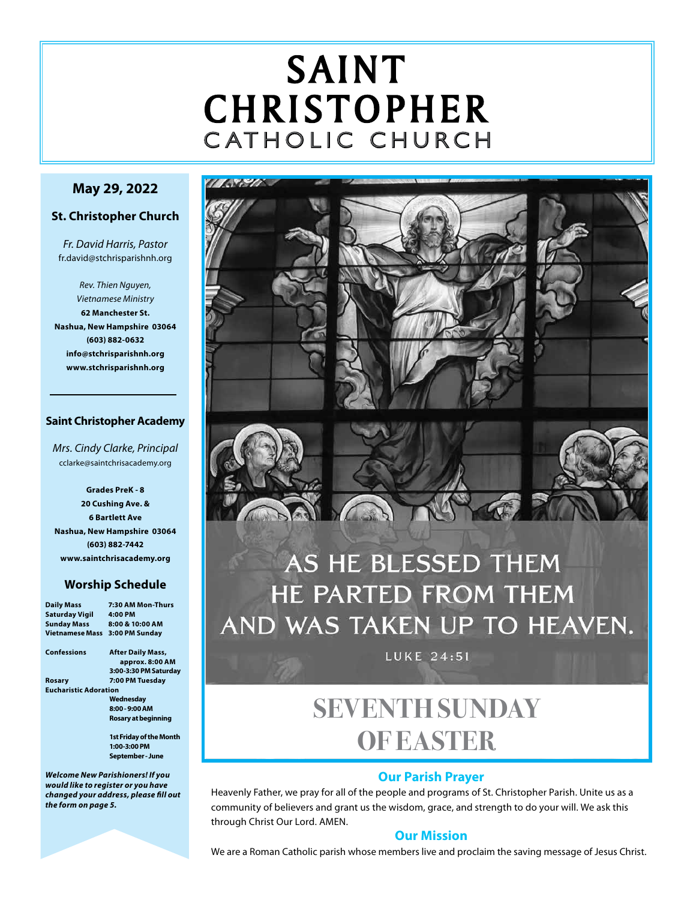# SAINT CHRISTOPHER
## CATHOLIC CHURCH

**May 29, 2022**

**St. Christopher Church**

*Fr. David Harris, Pastor*
fr.david@stchrisparishnh.org

*Rev. Thien Nguyen,*
*Vietnamese Ministry*
**62 Manchester St.**
**Nashua, New Hampshire 03064**
**(603) 882-0632**
**info@stchrisparishnh.org**
**www.stchrisparishnh.org**

**Saint Christopher Academy**

*Mrs. Cindy Clarke, Principal*
cclarke@saintchrisacademy.org

**Grades PreK - 8**
**20 Cushing Ave. &**
**6 Bartlett Ave**
**Nashua, New Hampshire 03064**
**(603) 882-7442**
**www.saintchrisacademy.org**

### Worship Schedule

| | |
|---|---|
| **Daily Mass** | **7:30 AM Mon-Thurs** |
| **Saturday Vigil** | **4:00 PM** |
| **Sunday Mass** | **8:00 & 10:00 AM** |
| **Vietnamese Mass** | **3:00 PM Sunday** |
| **Confessions** | **After Daily Mass, approx. 8:00 AM** |
| | **3:00-3:30 PM Saturday** |
| **Rosary** | **7:00 PM Tuesday** |
| **Eucharistic Adoration** | **Wednesday 8:00 - 9:00 AM Rosary at beginning** |
| | **1st Friday of the Month 1:00-3:00 PM September - June** |

***Welcome New Parishioners! If you would like to register or you have changed your address, please fill out the form on page 5.***

AS HE BLESSED THEM
HE PARTED FROM THEM
AND WAS TAKEN UP TO HEAVEN.

LUKE 24:51

# SEVENTH SUNDAY OF EASTER

### Our Parish Prayer

Heavenly Father, we pray for all of the people and programs of St. Christopher Parish. Unite us as a community of believers and grant us the wisdom, grace, and strength to do your will. We ask this through Christ Our Lord. AMEN.

### Our Mission

We are a Roman Catholic parish whose members live and proclaim the saving message of Jesus Christ.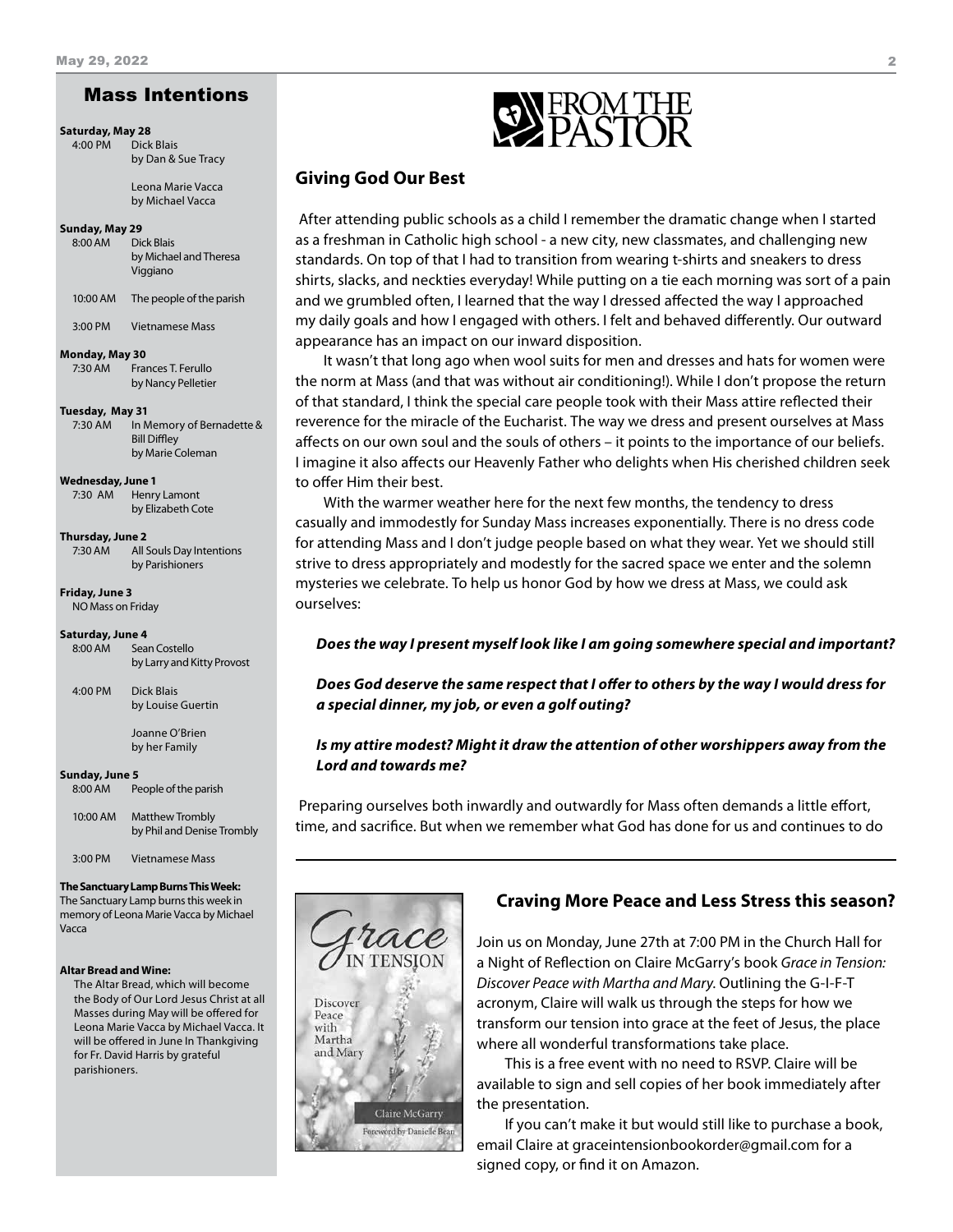## Mass Intentions

**Saturday, May 28**
4:00 PM Dick Blais
by Dan & Sue Tracy

Leona Marie Vacca
by Michael Vacca

**Sunday, May 29**
8:00 AM Dick Blais
by Michael and Theresa Viggiano

10:00 AM The people of the parish

3:00 PM Vietnamese Mass

**Monday, May 30**
7:30 AM Frances T. Ferullo
by Nancy Pelletier

**Tuesday, May 31**
7:30 AM In Memory of Bernadette & Bill Diffley
by Marie Coleman

**Wednesday, June 1**
7:30 AM Henry Lamont
by Elizabeth Cote

**Thursday, June 2**
7:30 AM All Souls Day Intentions
by Parishioners

**Friday, June 3**
NO Mass on Friday

**Saturday, June 4**
8:00 AM Sean Costello
by Larry and Kitty Provost

4:00 PM Dick Blais
by Louise Guertin

Joanne O'Brien
by her Family

**Sunday, June 5**
8:00 AM People of the parish

10:00 AM Matthew Trombly
by Phil and Denise Trombly

3:00 PM Vietnamese Mass

**The Sanctuary Lamp Burns This Week:**
The Sanctuary Lamp burns this week in memory of Leona Marie Vacca by Michael Vacca

**Altar Bread and Wine:**
The Altar Bread, which will become the Body of Our Lord Jesus Christ at all Masses during May will be offered for Leona Marie Vacca by Michael Vacca. It will be offered in June In Thankgiving for Fr. David Harris by grateful parishioners.

## FROM THE PASTOR

### Giving God Our Best

After attending public schools as a child I remember the dramatic change when I started as a freshman in Catholic high school - a new city, new classmates, and challenging new standards. On top of that I had to transition from wearing t-shirts and sneakers to dress shirts, slacks, and neckties everyday! While putting on a tie each morning was sort of a pain and we grumbled often, I learned that the way I dressed affected the way I approached my daily goals and how I engaged with others. I felt and behaved differently. Our outward appearance has an impact on our inward disposition.

It wasn't that long ago when wool suits for men and dresses and hats for women were the norm at Mass (and that was without air conditioning!). While I don't propose the return of that standard, I think the special care people took with their Mass attire reflected their reverence for the miracle of the Eucharist. The way we dress and present ourselves at Mass affects on our own soul and the souls of others – it points to the importance of our beliefs. I imagine it also affects our Heavenly Father who delights when His cherished children seek to offer Him their best.

With the warmer weather here for the next few months, the tendency to dress casually and immodestly for Sunday Mass increases exponentially. There is no dress code for attending Mass and I don't judge people based on what they wear. Yet we should still strive to dress appropriately and modestly for the sacred space we enter and the solemn mysteries we celebrate. To help us honor God by how we dress at Mass, we could ask ourselves:

***Does the way I present myself look like I am going somewhere special and important?***

***Does God deserve the same respect that I offer to others by the way I would dress for a special dinner, my job, or even a golf outing?***

***Is my attire modest? Might it draw the attention of other worshippers away from the Lord and towards me?***

Preparing ourselves both inwardly and outwardly for Mass often demands a little effort, time, and sacrifice. But when we remember what God has done for us and continues to do

### Craving More Peace and Less Stress this season?

Join us on Monday, June 27th at 7:00 PM in the Church Hall for a Night of Reflection on Claire McGarry's book *Grace in Tension: Discover Peace with Martha and Mary*. Outlining the G-I-F-T acronym, Claire will walk us through the steps for how we transform our tension into grace at the feet of Jesus, the place where all wonderful transformations take place.

This is a free event with no need to RSVP. Claire will be available to sign and sell copies of her book immediately after the presentation.

If you can't make it but would still like to purchase a book, email Claire at graceintensionbookorder@gmail.com for a signed copy, or find it on Amazon.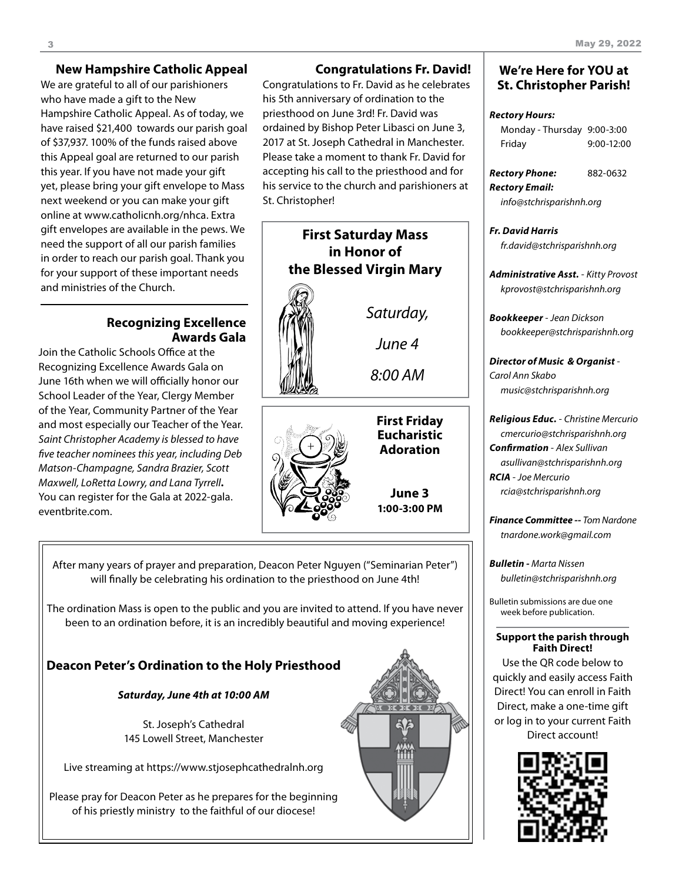## New Hampshire Catholic Appeal

We are grateful to all of our parishioners who have made a gift to the New Hampshire Catholic Appeal. As of today, we have raised $21,400 towards our parish goal of $37,937. 100% of the funds raised above this Appeal goal are returned to our parish this year. If you have not made your gift yet, please bring your gift envelope to Mass next weekend or you can make your gift online at www.catholicnh.org/nhca. Extra gift envelopes are available in the pews. We need the support of all our parish families in order to reach our parish goal. Thank you for your support of these important needs and ministries of the Church.

## Recognizing Excellence Awards Gala

Join the Catholic Schools Office at the Recognizing Excellence Awards Gala on June 16th when we will officially honor our School Leader of the Year, Clergy Member of the Year, Community Partner of the Year and most especially our Teacher of the Year. *Saint Christopher Academy is blessed to have five teacher nominees this year, including Deb Matson-Champagne, Sandra Brazier, Scott Maxwell, LoRetta Lowry, and Lana Tyrrell.* You can register for the Gala at 2022-gala.eventbrite.com.

## Congratulations Fr. David!

Congratulations to Fr. David as he celebrates his 5th anniversary of ordination to the priesthood on June 3rd! Fr. David was ordained by Bishop Peter Libasci on June 3, 2017 at St. Joseph Cathedral in Manchester. Please take a moment to thank Fr. David for accepting his call to the priesthood and for his service to the church and parishioners at St. Christopher!

## First Saturday Mass in Honor of the Blessed Virgin Mary

*Saturday,*

*June 4*

*8:00 AM*

## First Friday Eucharistic Adoration

**June 3**

**1:00-3:00 PM**

After many years of prayer and preparation, Deacon Peter Nguyen ("Seminarian Peter") will finally be celebrating his ordination to the priesthood on June 4th!

The ordination Mass is open to the public and you are invited to attend. If you have never been to an ordination before, it is an incredibly beautiful and moving experience!

### Deacon Peter's Ordination to the Holy Priesthood

***Saturday, June 4th at 10:00 AM***

St. Joseph's Cathedral
145 Lowell Street, Manchester

Live streaming at https://www.stjosephcathedralnh.org

Please pray for Deacon Peter as he prepares for the beginning of his priestly ministry to the faithful of our diocese!

## We're Here for YOU at St. Christopher Parish!

***Rectory Hours:***

Monday - Thursday 9:00-3:00
Friday 9:00-12:00

***Rectory Phone:*** 882-0632
***Rectory Email:***
*info@stchrisparishnh.org*

***Fr. David Harris***
*fr.david@stchrisparishnh.org*

***Administrative Asst.*** *- Kitty Provost*
*kprovost@stchrisparishnh.org*

***Bookkeeper*** *- Jean Dickson*
*bookkeeper@stchrisparishnh.org*

***Director of Music & Organist*** *- Carol Ann Skabo*
*music@stchrisparishnh.org*

***Religious Educ.*** *- Christine Mercurio*
*cmercurio@stchrisparishnh.org*
***Confirmation*** *- Alex Sullivan*
*asullivan@stchrisparishnh.org*
***RCIA*** *- Joe Mercurio*
*rcia@stchrisparishnh.org*

***Finance Committee --*** *Tom Nardone*
*tnardone.work@gmail.com*

***Bulletin -*** *Marta Nissen*
*bulletin@stchrisparishnh.org*

Bulletin submissions are due one week before publication.

**Support the parish through Faith Direct!**

Use the QR code below to quickly and easily access Faith Direct! You can enroll in Faith Direct, make a one-time gift or log in to your current Faith Direct account!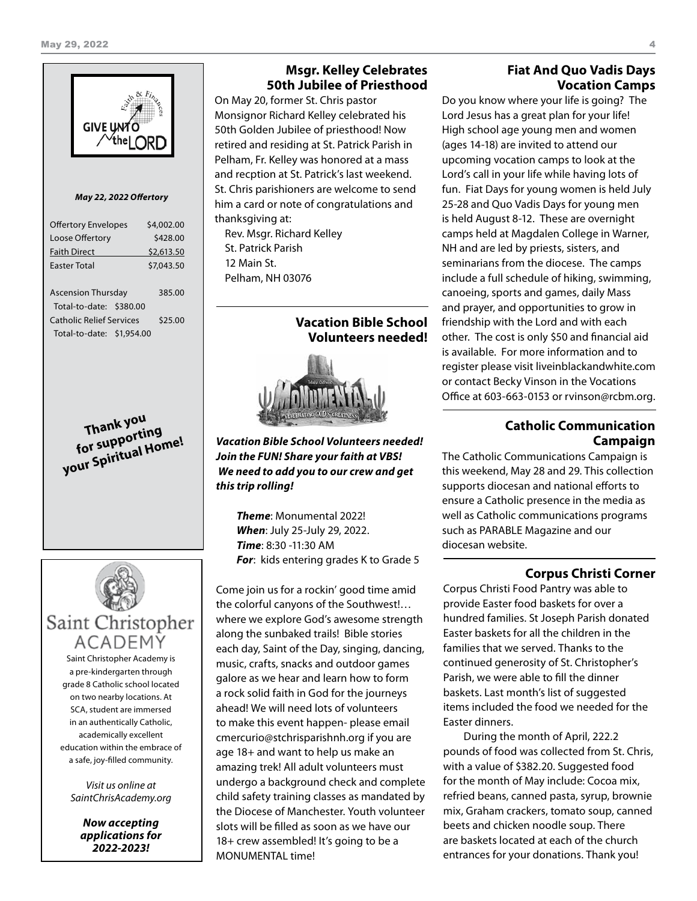GIVE UNTO the LORD

Faith & Finances

***May 22, 2022 Offertory***

| | |
|---|---|
| Offertory Envelopes | $4,002.00 |
| Loose Offertory | $428.00 |
| Faith Direct | $2,613.50 |
| Easter Total | $7,043.50 |
| | |
| Ascension Thursday | 385.00 |
| Total-to-date: $380.00 | |
| Catholic Relief Services | $25.00 |
| Total-to-date: $1,954.00 | |

***Thank you for supporting your Spiritual Home!***

# Saint Christopher ACADEMY

Saint Christopher Academy is a pre-kindergarten through grade 8 Catholic school located on two nearby locations. At SCA, student are immersed in an authentically Catholic, academically excellent education within the embrace of a safe, joy-filled community.

*Visit us online at SaintChrisAcademy.org*

***Now accepting applications for 2022-2023!***

## Msgr. Kelley Celebrates 50th Jubilee of Priesthood

On May 20, former St. Chris pastor Monsignor Richard Kelley celebrated his 50th Golden Jubilee of priesthood! Now retired and residing at St. Patrick Parish in Pelham, Fr. Kelley was honored at a mass and recption at St. Patrick's last weekend. St. Chris parishioners are welcome to send him a card or note of congratulations and thanksgiving at:

Rev. Msgr. Richard Kelley
St. Patrick Parish
12 Main St.
Pelham, NH 03076

## Vacation Bible School Volunteers needed!

***Vacation Bible School Volunteers needed! Join the FUN! Share your faith at VBS! We need to add you to our crew and get this trip rolling!***

***Theme***: Monumental 2022!
***When***: July 25-July 29, 2022.
***Time***: 8:30 -11:30 AM
***For***: kids entering grades K to Grade 5

Come join us for a rockin' good time amid the colorful canyons of the Southwest!… where we explore God's awesome strength along the sunbaked trails! Bible stories each day, Saint of the Day, singing, dancing, music, crafts, snacks and outdoor games galore as we hear and learn how to form a rock solid faith in God for the journeys ahead! We will need lots of volunteers to make this event happen- please email cmercurio@stchrisparishnh.org if you are age 18+ and want to help us make an amazing trek! All adult volunteers must undergo a background check and complete child safety training classes as mandated by the Diocese of Manchester. Youth volunteer slots will be filled as soon as we have our 18+ crew assembled! It's going to be a MONUMENTAL time!

## Fiat And Quo Vadis Days Vocation Camps

Do you know where your life is going? The Lord Jesus has a great plan for your life! High school age young men and women (ages 14-18) are invited to attend our upcoming vocation camps to look at the Lord's call in your life while having lots of fun. Fiat Days for young women is held July 25-28 and Quo Vadis Days for young men is held August 8-12. These are overnight camps held at Magdalen College in Warner, NH and are led by priests, sisters, and seminarians from the diocese. The camps include a full schedule of hiking, swimming, canoeing, sports and games, daily Mass and prayer, and opportunities to grow in friendship with the Lord and with each other. The cost is only $50 and financial aid is available. For more information and to register please visit liveinblackandwhite.com or contact Becky Vinson in the Vocations Office at 603-663-0153 or rvinson@rcbm.org.

## Catholic Communication Campaign

The Catholic Communications Campaign is this weekend, May 28 and 29. This collection supports diocesan and national efforts to ensure a Catholic presence in the media as well as Catholic communications programs such as PARABLE Magazine and our diocesan website.

## Corpus Christi Corner

Corpus Christi Food Pantry was able to provide Easter food baskets for over a hundred families. St Joseph Parish donated Easter baskets for all the children in the families that we served. Thanks to the continued generosity of St. Christopher's Parish, we were able to fill the dinner baskets. Last month's list of suggested items included the food we needed for the Easter dinners.

During the month of April, 222.2 pounds of food was collected from St. Chris, with a value of $382.20. Suggested food for the month of May include: Cocoa mix, refried beans, canned pasta, syrup, brownie mix, Graham crackers, tomato soup, canned beets and chicken noodle soup. There are baskets located at each of the church entrances for your donations. Thank you!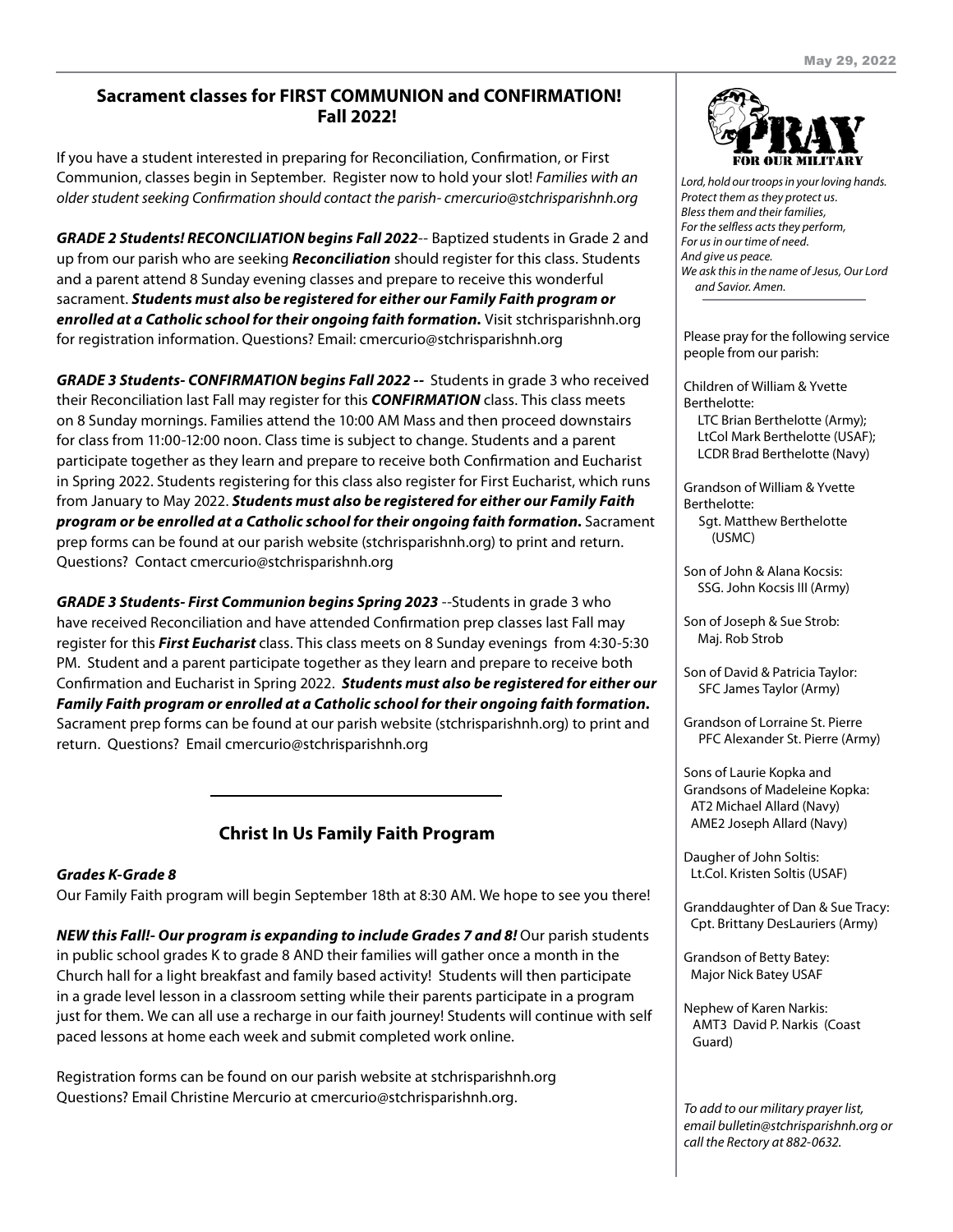## Sacrament classes for FIRST COMMUNION and CONFIRMATION! Fall 2022!

If you have a student interested in preparing for Reconciliation, Confirmation, or First Communion, classes begin in September. Register now to hold your slot! *Families with an older student seeking Confirmation should contact the parish- cmercurio@stchrisparishnh.org*

***GRADE 2 Students! RECONCILIATION begins Fall 2022***-- Baptized students in Grade 2 and up from our parish who are seeking ***Reconciliation*** should register for this class. Students and a parent attend 8 Sunday evening classes and prepare to receive this wonderful sacrament. ***Students must also be registered for either our Family Faith program or enrolled at a Catholic school for their ongoing faith formation.*** Visit stchrisparishnh.org for registration information. Questions? Email: cmercurio@stchrisparishnh.org

***GRADE 3 Students- CONFIRMATION begins Fall 2022 --*** Students in grade 3 who received their Reconciliation last Fall may register for this ***CONFIRMATION*** class. This class meets on 8 Sunday mornings. Families attend the 10:00 AM Mass and then proceed downstairs for class from 11:00-12:00 noon. Class time is subject to change. Students and a parent participate together as they learn and prepare to receive both Confirmation and Eucharist in Spring 2022. Students registering for this class also register for First Eucharist, which runs from January to May 2022. ***Students must also be registered for either our Family Faith program or be enrolled at a Catholic school for their ongoing faith formation.*** Sacrament prep forms can be found at our parish website (stchrisparishnh.org) to print and return. Questions? Contact cmercurio@stchrisparishnh.org

***GRADE 3 Students- First Communion begins Spring 2023*** --Students in grade 3 who have received Reconciliation and have attended Confirmation prep classes last Fall may register for this ***First Eucharist*** class. This class meets on 8 Sunday evenings from 4:30-5:30 PM. Student and a parent participate together as they learn and prepare to receive both Confirmation and Eucharist in Spring 2022. ***Students must also be registered for either our Family Faith program or enrolled at a Catholic school for their ongoing faith formation.*** Sacrament prep forms can be found at our parish website (stchrisparishnh.org) to print and return. Questions? Email cmercurio@stchrisparishnh.org

---

## Christ In Us Family Faith Program

***Grades K-Grade 8***

Our Family Faith program will begin September 18th at 8:30 AM. We hope to see you there!

***NEW this Fall!- Our program is expanding to include Grades 7 and 8!*** Our parish students in public school grades K to grade 8 AND their families will gather once a month in the Church hall for a light breakfast and family based activity! Students will then participate in a grade level lesson in a classroom setting while their parents participate in a program just for them. We can all use a recharge in our faith journey! Students will continue with self paced lessons at home each week and submit completed work online.

Registration forms can be found on our parish website at stchrisparishnh.org
Questions? Email Christine Mercurio at cmercurio@stchrisparishnh.org.

---

## PRAY FOR OUR MILITARY

*Lord, hold our troops in your loving hands.*
*Protect them as they protect us.*
*Bless them and their families,*
*For the selfless acts they perform,*
*For us in our time of need.*
*And give us peace.*
*We ask this in the name of Jesus, Our Lord and Savior. Amen.*

Please pray for the following service people from our parish:

Children of William & Yvette Berthelotte:
LTC Brian Berthelotte (Army);
LtCol Mark Berthelotte (USAF);
LCDR Brad Berthelotte (Navy)

Grandson of William & Yvette Berthelotte:
Sgt. Matthew Berthelotte (USMC)

Son of John & Alana Kocsis:
SSG. John Kocsis III (Army)

Son of Joseph & Sue Strob:
Maj. Rob Strob

Son of David & Patricia Taylor:
SFC James Taylor (Army)

Grandson of Lorraine St. Pierre
PFC Alexander St. Pierre (Army)

Sons of Laurie Kopka and Grandsons of Madeleine Kopka:
AT2 Michael Allard (Navy)
AME2 Joseph Allard (Navy)

Daugher of John Soltis:
Lt.Col. Kristen Soltis (USAF)

Granddaughter of Dan & Sue Tracy:
Cpt. Brittany DesLauriers (Army)

Grandson of Betty Batey:
Major Nick Batey USAF

Nephew of Karen Narkis:
AMT3 David P. Narkis (Coast Guard)

*To add to our military prayer list, email bulletin@stchrisparishnh.org or call the Rectory at 882-0632.*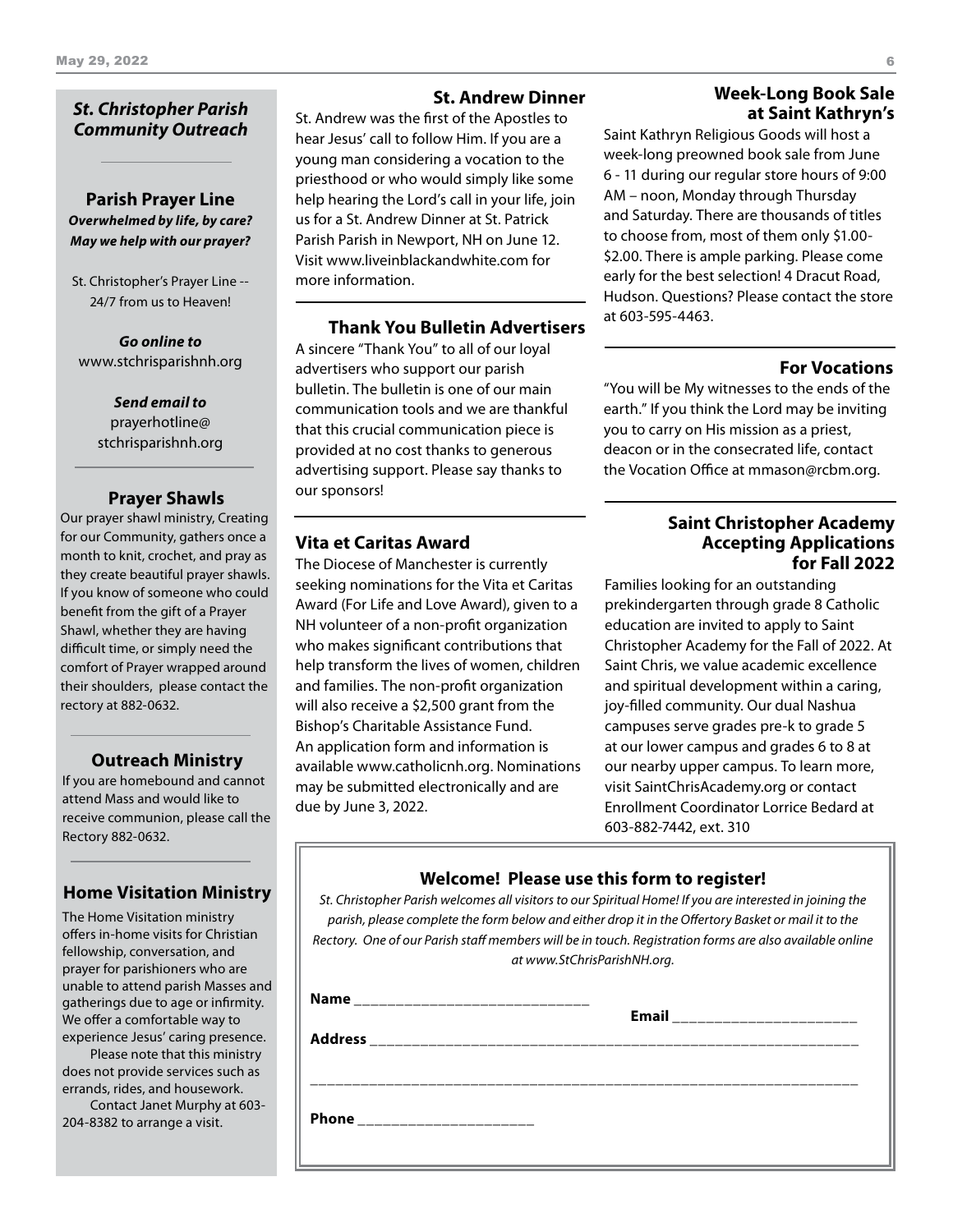## *St. Christopher Parish Community Outreach*

### Parish Prayer Line

***Overwhelmed by life, by care? May we help with our prayer?***

St. Christopher's Prayer Line -- 24/7 from us to Heaven!

***Go online to***
www.stchrisparishnh.org

***Send email to***
prayerhotline@stchrisparishnh.org

### Prayer Shawls

Our prayer shawl ministry, Creating for our Community, gathers once a month to knit, crochet, and pray as they create beautiful prayer shawls. If you know of someone who could benefit from the gift of a Prayer Shawl, whether they are having difficult time, or simply need the comfort of Prayer wrapped around their shoulders, please contact the rectory at 882-0632.

### Outreach Ministry

If you are homebound and cannot attend Mass and would like to receive communion, please call the Rectory 882-0632.

### Home Visitation Ministry

The Home Visitation ministry offers in-home visits for Christian fellowship, conversation, and prayer for parishioners who are unable to attend parish Masses and gatherings due to age or infirmity. We offer a comfortable way to experience Jesus' caring presence.

Please note that this ministry does not provide services such as errands, rides, and housework.

Contact Janet Murphy at 603-204-8382 to arrange a visit.

### St. Andrew Dinner

St. Andrew was the first of the Apostles to hear Jesus' call to follow Him. If you are a young man considering a vocation to the priesthood or who would simply like some help hearing the Lord's call in your life, join us for a St. Andrew Dinner at St. Patrick Parish Parish in Newport, NH on June 12. Visit www.liveinblackandwhite.com for more information.

### Thank You Bulletin Advertisers

A sincere "Thank You" to all of our loyal advertisers who support our parish bulletin. The bulletin is one of our main communication tools and we are thankful that this crucial communication piece is provided at no cost thanks to generous advertising support. Please say thanks to our sponsors!

### Vita et Caritas Award

The Diocese of Manchester is currently seeking nominations for the Vita et Caritas Award (For Life and Love Award), given to a NH volunteer of a non-profit organization who makes significant contributions that help transform the lives of women, children and families. The non-profit organization will also receive a $2,500 grant from the Bishop's Charitable Assistance Fund. An application form and information is available www.catholicnh.org. Nominations may be submitted electronically and are due by June 3, 2022.

### Week-Long Book Sale at Saint Kathryn's

Saint Kathryn Religious Goods will host a week-long preowned book sale from June 6 - 11 during our regular store hours of 9:00 AM – noon, Monday through Thursday and Saturday. There are thousands of titles to choose from, most of them only $1.00-$2.00. There is ample parking. Please come early for the best selection! 4 Dracut Road, Hudson. Questions? Please contact the store at 603-595-4463.

### For Vocations

"You will be My witnesses to the ends of the earth." If you think the Lord may be inviting you to carry on His mission as a priest, deacon or in the consecrated life, contact the Vocation Office at mmason@rcbm.org.

### Saint Christopher Academy Accepting Applications for Fall 2022

Families looking for an outstanding prekindergarten through grade 8 Catholic education are invited to apply to Saint Christopher Academy for the Fall of 2022. At Saint Chris, we value academic excellence and spiritual development within a caring, joy-filled community. Our dual Nashua campuses serve grades pre-k to grade 5 at our lower campus and grades 6 to 8 at our nearby upper campus. To learn more, visit SaintChrisAcademy.org or contact Enrollment Coordinator Lorrice Bedard at 603-882-7442, ext. 310

### Welcome! Please use this form to register!

*St. Christopher Parish welcomes all visitors to our Spiritual Home! If you are interested in joining the parish, please complete the form below and either drop it in the Offertory Basket or mail it to the Rectory. One of our Parish staff members will be in touch. Registration forms are also available online at www.StChrisParishNH.org.*

**Name** ______________________________ **Email** ______________________

**Address** _____________________________________________________________

_______________________________________________________________________

**Phone** ______________________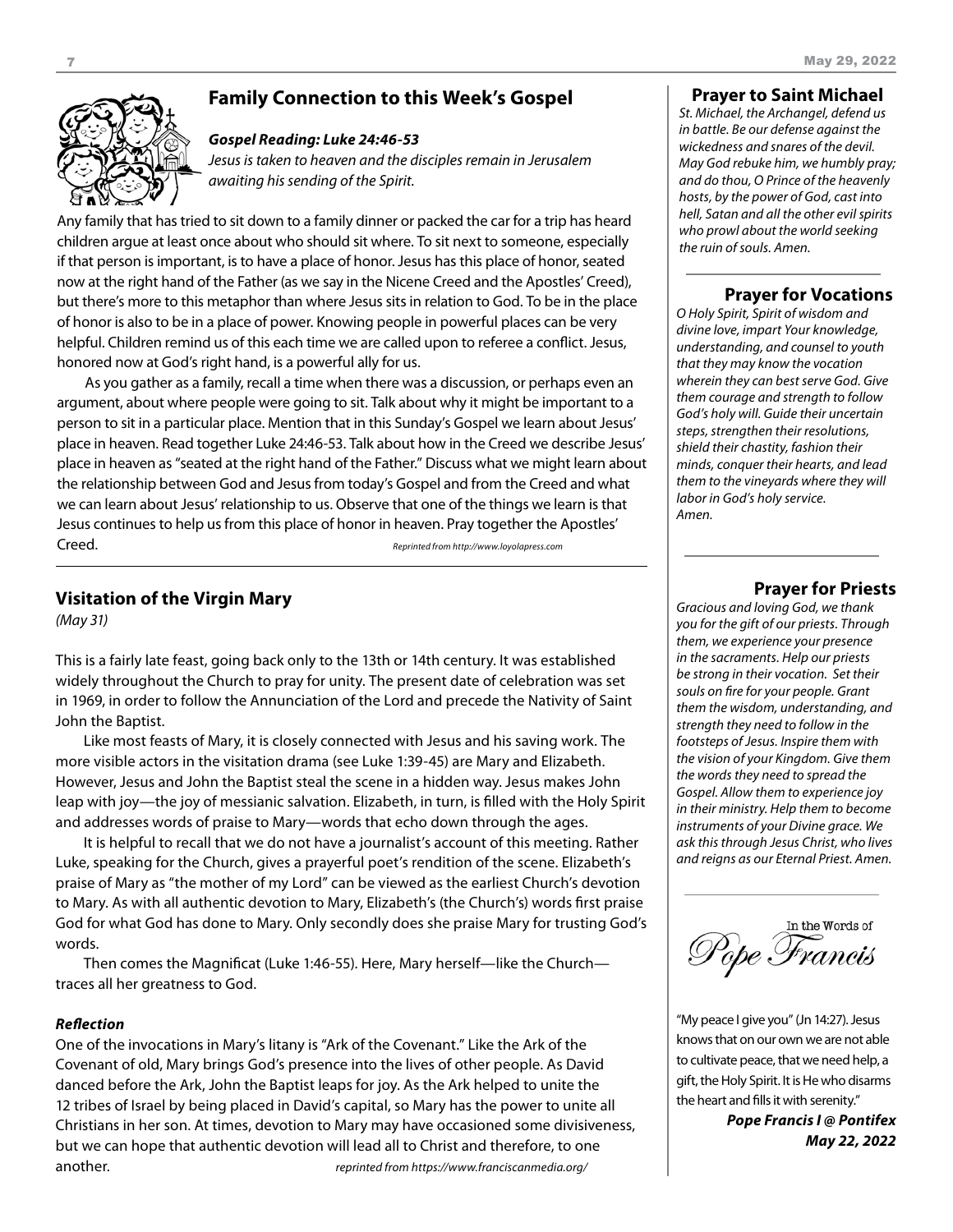## Family Connection to this Week's Gospel

***Gospel Reading: Luke 24:46-53***

*Jesus is taken to heaven and the disciples remain in Jerusalem awaiting his sending of the Spirit.*

Any family that has tried to sit down to a family dinner or packed the car for a trip has heard children argue at least once about who should sit where. To sit next to someone, especially if that person is important, is to have a place of honor. Jesus has this place of honor, seated now at the right hand of the Father (as we say in the Nicene Creed and the Apostles' Creed), but there's more to this metaphor than where Jesus sits in relation to God. To be in the place of honor is also to be in a place of power. Knowing people in powerful places can be very helpful. Children remind us of this each time we are called upon to referee a conflict. Jesus, honored now at God's right hand, is a powerful ally for us.

As you gather as a family, recall a time when there was a discussion, or perhaps even an argument, about where people were going to sit. Talk about why it might be important to a person to sit in a particular place. Mention that in this Sunday's Gospel we learn about Jesus' place in heaven. Read together Luke 24:46-53. Talk about how in the Creed we describe Jesus' place in heaven as "seated at the right hand of the Father." Discuss what we might learn about the relationship between God and Jesus from today's Gospel and from the Creed and what we can learn about Jesus' relationship to us. Observe that one of the things we learn is that Jesus continues to help us from this place of honor in heaven. Pray together the Apostles' Creed.

*Reprinted from http://www.loyolapress.com*

## Visitation of the Virgin Mary

*(May 31)*

This is a fairly late feast, going back only to the 13th or 14th century. It was established widely throughout the Church to pray for unity. The present date of celebration was set in 1969, in order to follow the Annunciation of the Lord and precede the Nativity of Saint John the Baptist.

Like most feasts of Mary, it is closely connected with Jesus and his saving work. The more visible actors in the visitation drama (see Luke 1:39-45) are Mary and Elizabeth. However, Jesus and John the Baptist steal the scene in a hidden way. Jesus makes John leap with joy—the joy of messianic salvation. Elizabeth, in turn, is filled with the Holy Spirit and addresses words of praise to Mary—words that echo down through the ages.

It is helpful to recall that we do not have a journalist's account of this meeting. Rather Luke, speaking for the Church, gives a prayerful poet's rendition of the scene. Elizabeth's praise of Mary as "the mother of my Lord" can be viewed as the earliest Church's devotion to Mary. As with all authentic devotion to Mary, Elizabeth's (the Church's) words first praise God for what God has done to Mary. Only secondly does she praise Mary for trusting God's words.

Then comes the Magnificat (Luke 1:46-55). Here, Mary herself—like the Church—traces all her greatness to God.

***Reflection***

One of the invocations in Mary's litany is "Ark of the Covenant." Like the Ark of the Covenant of old, Mary brings God's presence into the lives of other people. As David danced before the Ark, John the Baptist leaps for joy. As the Ark helped to unite the 12 tribes of Israel by being placed in David's capital, so Mary has the power to unite all Christians in her son. At times, devotion to Mary may have occasioned some divisiveness, but we can hope that authentic devotion will lead all to Christ and therefore, to one another.

*reprinted from https://www.franciscanmedia.org/*

## Prayer to Saint Michael

*St. Michael, the Archangel, defend us in battle. Be our defense against the wickedness and snares of the devil. May God rebuke him, we humbly pray; and do thou, O Prince of the heavenly hosts, by the power of God, cast into hell, Satan and all the other evil spirits who prowl about the world seeking the ruin of souls. Amen.*

## Prayer for Vocations

*O Holy Spirit, Spirit of wisdom and divine love, impart Your knowledge, understanding, and counsel to youth that they may know the vocation wherein they can best serve God. Give them courage and strength to follow God's holy will. Guide their uncertain steps, strengthen their resolutions, shield their chastity, fashion their minds, conquer their hearts, and lead them to the vineyards where they will labor in God's holy service. Amen.*

## Prayer for Priests

*Gracious and loving God, we thank you for the gift of our priests. Through them, we experience your presence in the sacraments. Help our priests be strong in their vocation. Set their souls on fire for your people. Grant them the wisdom, understanding, and strength they need to follow in the footsteps of Jesus. Inspire them with the vision of your Kingdom. Give them the words they need to spread the Gospel. Allow them to experience joy in their ministry. Help them to become instruments of your Divine grace. We ask this through Jesus Christ, who lives and reigns as our Eternal Priest. Amen.*

## In the Words of Pope Francis

"My peace I give you" (Jn 14:27). Jesus knows that on our own we are not able to cultivate peace, that we need help, a gift, the Holy Spirit. It is He who disarms the heart and fills it with serenity."

***Pope Francis I @ Pontifex***
***May 22, 2022***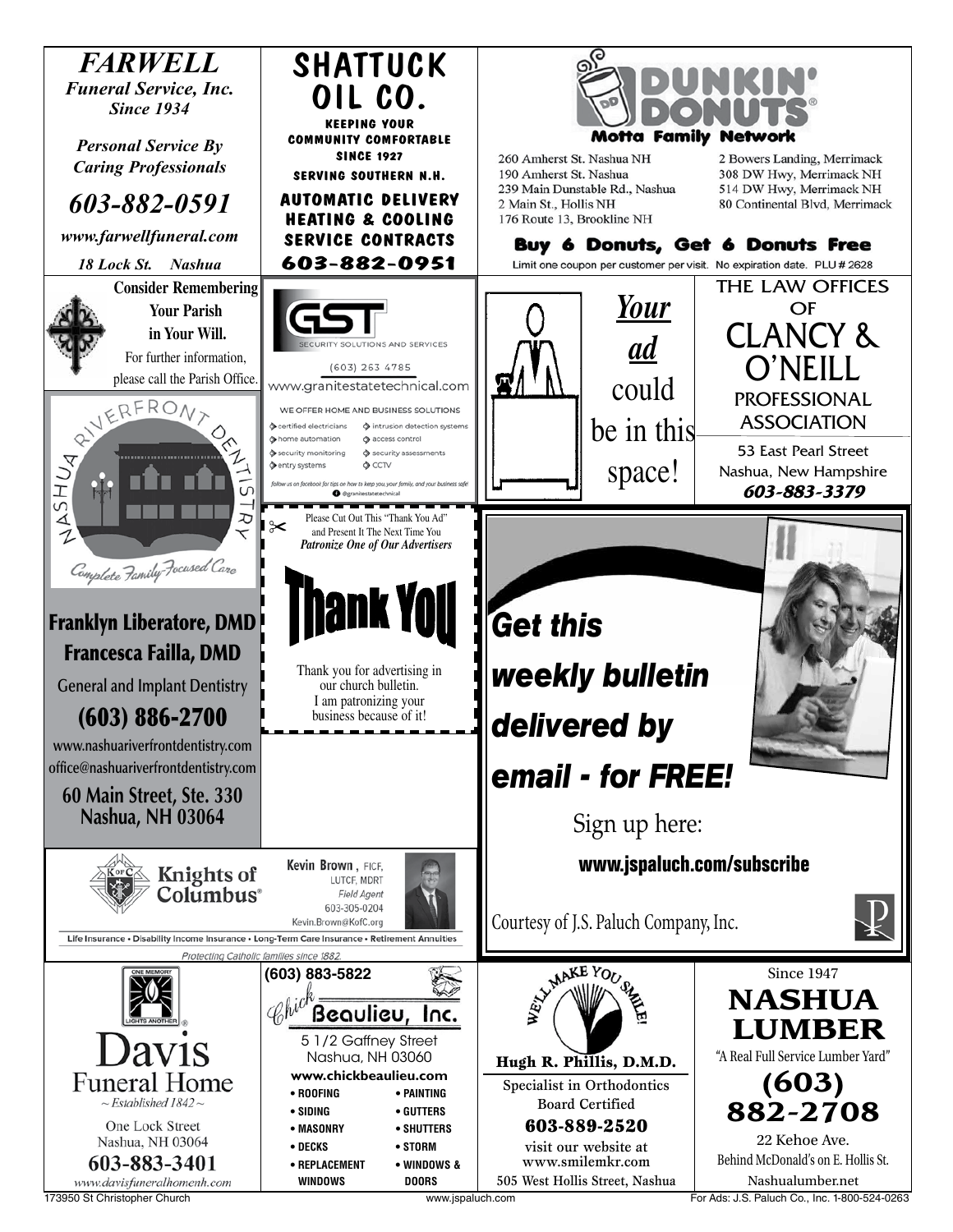**FARWELL**
*Funeral Service, Inc.*
*Since 1934*

*Personal Service By Caring Professionals*

*603-882-0591*

*www.farwellfuneral.com*

*18 Lock St. Nashua*

**SHATTUCK OIL CO.**

KEEPING YOUR COMMUNITY COMFORTABLE SINCE 1927

SERVING SOUTHERN N.H.

AUTOMATIC DELIVERY
HEATING & COOLING
SERVICE CONTRACTS

603-882-0951

**DUNKIN' DONUTS**
Motta Family Network

260 Amherst St. Nashua NH
190 Amherst St. Nashua
239 Main Dunstable Rd., Nashua
2 Main St., Hollis NH
176 Route 13, Brookline NH
2 Bowers Landing, Merrimack
308 DW Hwy, Merrimack NH
514 DW Hwy, Merrimack NH
80 Continental Blvd, Merrimack

**Buy 6 Donuts, Get 6 Donuts Free**

Limit one coupon per customer per visit. No expiration date. PLU # 2628

**Consider Remembering Your Parish in Your Will.**
For further information, please call the Parish Office.

**GST** SECURITY SOLUTIONS AND SERVICES
(603) 263 4785
www.granitestatetechnical.com

WE OFFER HOME AND BUSINESS SOLUTIONS
- certified electricians
- intrusion detection systems
- home automation
- access control
- security monitoring
- security assessments
- entry systems
- CCTV

follow us on facebook for tips on how to keep you, your family, and your business safe! @granitestatetechnical

*Your ad* could be in this space!

THE LAW OFFICES OF
**CLANCY & O'NEILL**
PROFESSIONAL ASSOCIATION
53 East Pearl Street
Nashua, New Hampshire
**603-883-3379**

NASHUA RIVERFRONT DENTISTRY
Complete Family-Focused Care

**Franklyn Liberatore, DMD**
**Francesca Failla, DMD**
General and Implant Dentistry
**(603) 886-2700**
www.nashuariverfrontdentistry.com
office@nashuariverfrontdentistry.com
**60 Main Street, Ste. 330**
**Nashua, NH 03064**

Please Cut Out This "Thank You Ad" and Present It The Next Time You *Patronize One of Our Advertisers*

**Thank You**

Thank you for advertising in our church bulletin. I am patronizing your business because of it!

***Get this weekly bulletin delivered by email - for FREE!***

Sign up here:
**www.jspaluch.com/subscribe**

Courtesy of J.S. Paluch Company, Inc.

**Knights of Columbus**
Kevin Brown, FICF, LUTCF, MDRT
Field Agent
603-305-0204
Kevin.Brown@KofC.org

Life Insurance • Disability Income Insurance • Long-Term Care Insurance • Retirement Annuities
*Protecting Catholic families since 1882.*

**Davis Funeral Home**
~ Established 1842 ~
One Lock Street
Nashua, NH 03064
**603-883-3401**
www.davisfuneralhomenh.com

**(603) 883-5822**
Chick Beaulieu, Inc.
5 1/2 Gaffney Street
Nashua, NH 03060
**www.chickbeaulieu.com**
- ROOFING
- PAINTING
- SIDING
- GUTTERS
- MASONRY
- SHUTTERS
- DECKS
- STORM
- REPLACEMENT WINDOWS
- WINDOWS & DOORS

WE'LL MAKE YOU SMILE!
**Hugh R. Phillis, D.M.D.**
Specialist in Orthodontics
Board Certified
**603-889-2520**
visit our website at
www.smilemkr.com
505 West Hollis Street, Nashua

Since 1947
**NASHUA LUMBER**
"A Real Full Service Lumber Yard"
**(603) 882-2708**
22 Kehoe Ave.
Behind McDonald's on E. Hollis St.
Nashualumber.net